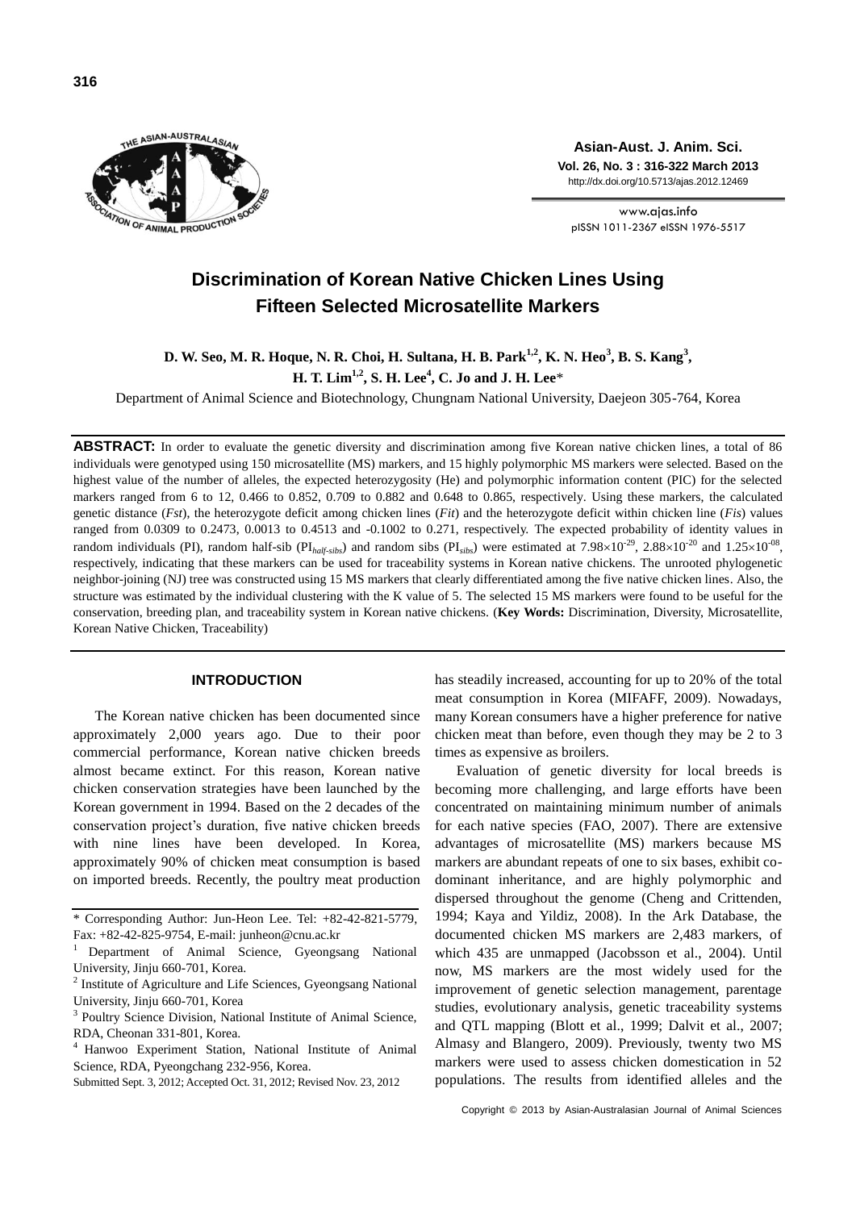# Discrimination of Korean Native Chicken Lines Using Fifteen Selected Microsatellite Markers

**D. W. Seo, M. R. Hoque, N. R. Choi, H. Sultana, H. B. Park[1,2], K. N. Heo[3], B. S. Kang[3], H. T. Lim[1,2], S. H. Lee[4], C. Jo and J. H. Lee***

Department of Animal Science and Biotechnology, Chungnam National University, Daejeon 305-764, Korea

**ABSTRACT:** In order to evaluate the genetic diversity and discrimination among five Korean native chicken lines, a total of 86 individuals were genotyped using 150 microsatellite (MS) markers, and 15 highly polymorphic MS markers were selected. Based on the highest value of the number of alleles, the expected heterozygosity (He) and polymorphic information content (PIC) for the selected markers ranged from 6 to 12, 0.466 to 0.852, 0.709 to 0.882 and 0.648 to 0.865, respectively. Using these markers, the calculated genetic distance (*Fst*), the heterozygote deficit among chicken lines (*Fit*) and the heterozygote deficit within chicken line (*Fis*) values ranged from 0.0309 to 0.2473, 0.0013 to 0.4513 and -0.1002 to 0.271, respectively. The expected probability of identity values in random individuals (PI), random half-sib ($PI_{half\text{-}sibs}$) and random sibs ($PI_{sibs}$) were estimated at $7.98\times10^{-29}$, $2.88\times10^{-20}$ and $1.25\times10^{-08}$, respectively, indicating that these markers can be used for traceability systems in Korean native chickens. The unrooted phylogenetic neighbor-joining (NJ) tree was constructed using 15 MS markers that clearly differentiated among the five native chicken lines. Also, the structure was estimated by the individual clustering with the K value of 5. The selected 15 MS markers were found to be useful for the conservation, breeding plan, and traceability system in Korean native chickens. (**Key Words:** Discrimination, Diversity, Microsatellite, Korean Native Chicken, Traceability)

## INTRODUCTION

The Korean native chicken has been documented since approximately 2,000 years ago. Due to their poor commercial performance, Korean native chicken breeds almost became extinct. For this reason, Korean native chicken conservation strategies have been launched by the Korean government in 1994. Based on the 2 decades of the conservation project's duration, five native chicken breeds with nine lines have been developed. In Korea, approximately 90% of chicken meat consumption is based on imported breeds. Recently, the poultry meat production has steadily increased, accounting for up to 20% of the total meat consumption in Korea (MIFAFF, 2009). Nowadays, many Korean consumers have a higher preference for native chicken meat than before, even though they may be 2 to 3 times as expensive as broilers.

Evaluation of genetic diversity for local breeds is becoming more challenging, and large efforts have been concentrated on maintaining minimum number of animals for each native species (FAO, 2007). There are extensive advantages of microsatellite (MS) markers because MS markers are abundant repeats of one to six bases, exhibit co-dominant inheritance, and are highly polymorphic and dispersed throughout the genome (Cheng and Crittenden, 1994; Kaya and Yildiz, 2008). In the Ark Database, the documented chicken MS markers are 2,483 markers, of which 435 are unmapped (Jacobsson et al., 2004). Until now, MS markers are the most widely used for the improvement of genetic selection management, parentage studies, evolutionary analysis, genetic traceability systems and QTL mapping (Blott et al., 1999; Dalvit et al., 2007; Almasy and Blangero, 2009). Previously, twenty two MS markers were used to assess chicken domestication in 52 populations. The results from identified alleles and the

---

\* Corresponding Author: Jun-Heon Lee. Tel: +82-42-821-5779, Fax: +82-42-825-9754, E-mail: junheon@cnu.ac.kr

[1] Department of Animal Science, Gyeongsang National University, Jinju 660-701, Korea.

[2] Institute of Agriculture and Life Sciences, Gyeongsang National University, Jinju 660-701, Korea

[3] Poultry Science Division, National Institute of Animal Science, RDA, Cheonan 331-801, Korea.

[4] Hanwoo Experiment Station, National Institute of Animal Science, RDA, Pyeongchang 232-956, Korea.

Submitted Sept. 3, 2012; Accepted Oct. 31, 2012; Revised Nov. 23, 2012

Copyright © 2013 by Asian-Australasian Journal of Animal Sciences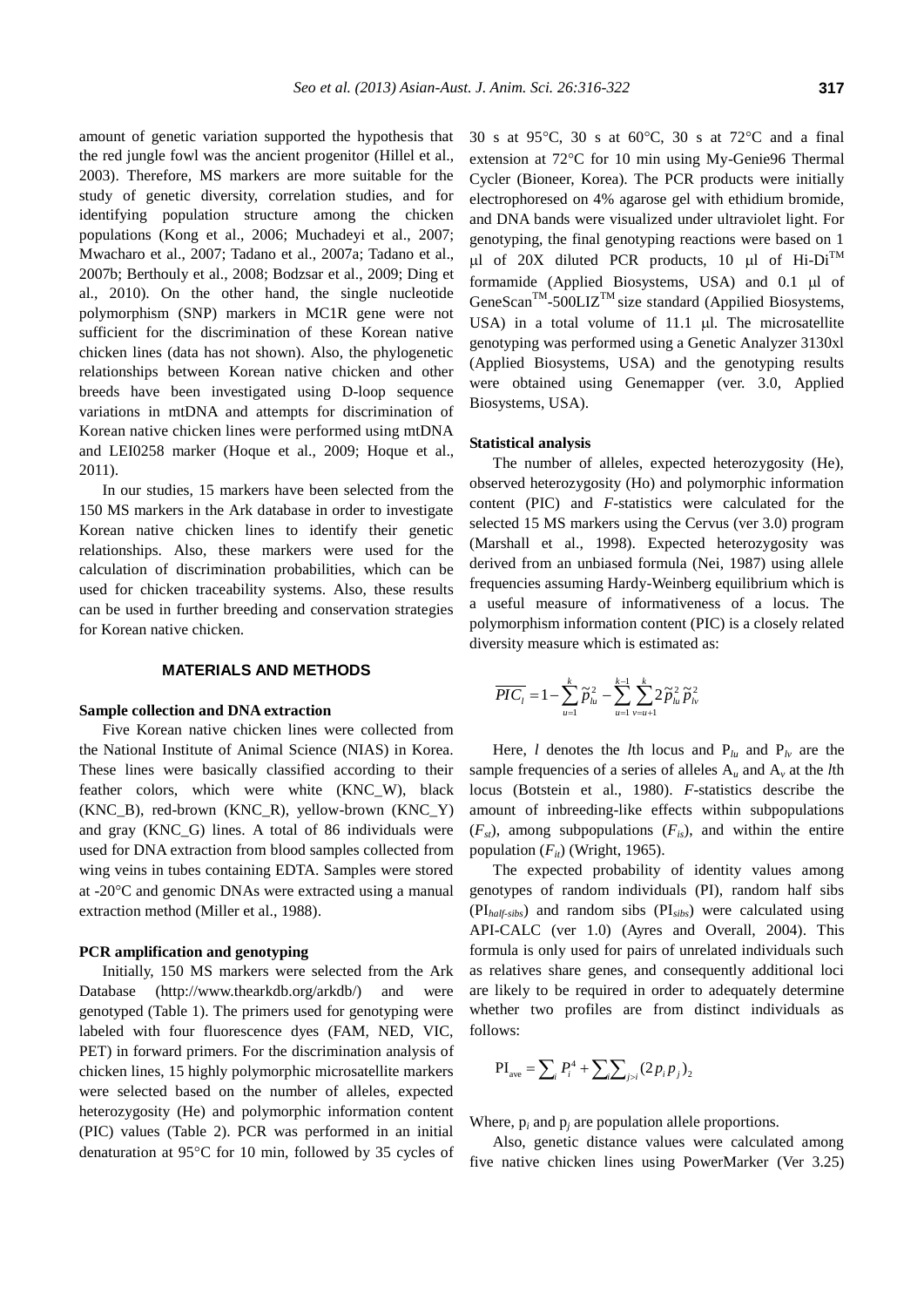amount of genetic variation supported the hypothesis that the red jungle fowl was the ancient progenitor (Hillel et al., 2003). Therefore, MS markers are more suitable for the study of genetic diversity, correlation studies, and for identifying population structure among the chicken populations (Kong et al., 2006; Muchadeyi et al., 2007; Mwacharo et al., 2007; Tadano et al., 2007a; Tadano et al., 2007b; Berthouly et al., 2008; Bodzsar et al., 2009; Ding et al., 2010). On the other hand, the single nucleotide polymorphism (SNP) markers in MC1R gene were not sufficient for the discrimination of these Korean native chicken lines (data has not shown). Also, the phylogenetic relationships between Korean native chicken and other breeds have been investigated using D-loop sequence variations in mtDNA and attempts for discrimination of Korean native chicken lines were performed using mtDNA and LEI0258 marker (Hoque et al., 2009; Hoque et al., 2011).

In our studies, 15 markers have been selected from the 150 MS markers in the Ark database in order to investigate Korean native chicken lines to identify their genetic relationships. Also, these markers were used for the calculation of discrimination probabilities, which can be used for chicken traceability systems. Also, these results can be used in further breeding and conservation strategies for Korean native chicken.

## MATERIALS AND METHODS

### Sample collection and DNA extraction

Five Korean native chicken lines were collected from the National Institute of Animal Science (NIAS) in Korea. These lines were basically classified according to their feather colors, which were white (KNC_W), black (KNC_B), red-brown (KNC_R), yellow-brown (KNC_Y) and gray (KNC_G) lines. A total of 86 individuals were used for DNA extraction from blood samples collected from wing veins in tubes containing EDTA. Samples were stored at -20°C and genomic DNAs were extracted using a manual extraction method (Miller et al., 1988).

### PCR amplification and genotyping

Initially, 150 MS markers were selected from the Ark Database (http://www.thearkdb.org/arkdb/) and were genotyped (Table 1). The primers used for genotyping were labeled with four fluorescence dyes (FAM, NED, VIC, PET) in forward primers. For the discrimination analysis of chicken lines, 15 highly polymorphic microsatellite markers were selected based on the number of alleles, expected heterozygosity (He) and polymorphic information content (PIC) values (Table 2). PCR was performed in an initial denaturation at 95°C for 10 min, followed by 35 cycles of 30 s at 95°C, 30 s at 60°C, 30 s at 72°C and a final extension at 72°C for 10 min using My-Genie96 Thermal Cycler (Bioneer, Korea). The PCR products were initially electrophoresed on 4% agarose gel with ethidium bromide, and DNA bands were visualized under ultraviolet light. For genotyping, the final genotyping reactions were based on 1 μl of 20X diluted PCR products, 10 μl of Hi-Di™ formamide (Applied Biosystems, USA) and 0.1 μl of GeneScan™-500LIZ™ size standard (Appilied Biosystems, USA) in a total volume of 11.1 μl. The microsatellite genotyping was performed using a Genetic Analyzer 3130xl (Applied Biosystems, USA) and the genotyping results were obtained using Genemapper (ver. 3.0, Applied Biosystems, USA).

### Statistical analysis

The number of alleles, expected heterozygosity (He), observed heterozygosity (Ho) and polymorphic information content (PIC) and *F*-statistics were calculated for the selected 15 MS markers using the Cervus (ver 3.0) program (Marshall et al., 1998). Expected heterozygosity was derived from an unbiased formula (Nei, 1987) using allele frequencies assuming Hardy-Weinberg equilibrium which is a useful measure of informativeness of a locus. The polymorphism information content (PIC) is a closely related diversity measure which is estimated as:

$$\overline{PIC_l} = 1 - \sum_{u=1}^{k} \tilde{p}_{lu}^2 - \sum_{u=1}^{k-1} \sum_{v=u+1}^{k} 2\tilde{p}_{lu}^2 \tilde{p}_{lv}^2$$

Here, $l$ denotes the $l$th locus and $P_{lu}$ and $P_{lv}$ are the sample frequencies of a series of alleles $A_u$ and $A_v$ at the $l$th locus (Botstein et al., 1980). *F*-statistics describe the amount of inbreeding-like effects within subpopulations ($F_{st}$), among subpopulations ($F_{is}$), and within the entire population ($F_{it}$) (Wright, 1965).

The expected probability of identity values among genotypes of random individuals (PI), random half sibs ($PI_{half\text{-}sibs}$) and random sibs ($PI_{sibs}$) were calculated using API-CALC (ver 1.0) (Ayres and Overall, 2004). This formula is only used for pairs of unrelated individuals such as relatives share genes, and consequently additional loci are likely to be required in order to adequately determine whether two profiles are from distinct individuals as follows:

$$PI_{ave} = \sum_i P_i^4 + \sum_i \sum_{j>i} (2p_i p_j)_2$$

Where, $p_i$ and $p_j$ are population allele proportions.

Also, genetic distance values were calculated among five native chicken lines using PowerMarker (Ver 3.25)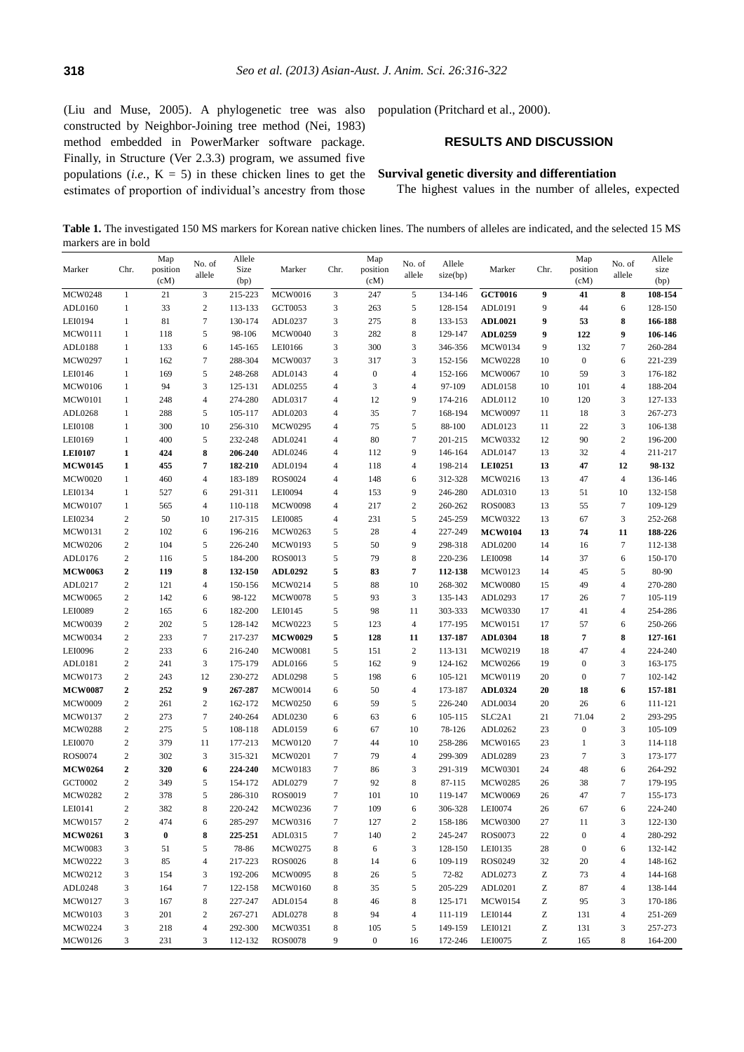(Liu and Muse, 2005). A phylogenetic tree was also constructed by Neighbor-Joining tree method (Nei, 1983) method embedded in PowerMarker software package. Finally, in Structure (Ver 2.3.3) program, we assumed five populations (*i.e.*, K = 5) in these chicken lines to get the estimates of proportion of individual's ancestry from those population (Pritchard et al., 2000).

## RESULTS AND DISCUSSION

### Survival genetic diversity and differentiation

The highest values in the number of alleles, expected

**Table 1.** The investigated 150 MS markers for Korean native chicken lines. The numbers of alleles are indicated, and the selected 15 MS markers are in bold

| Marker | Chr. | Map position (cM) | No. of allele | Allele Size (bp) | Marker | Chr. | Map position (cM) | No. of allele | Allele size(bp) | Marker | Chr. | Map position (cM) | No. of allele | Allele size (bp) |
|---|---|---|---|---|---|---|---|---|---|---|---|---|---|---|
| MCW0248 | 1 | 21 | 3 | 215-223 | MCW0016 | 3 | 247 | 5 | 134-146 | **GCT0016** | **9** | **41** | **8** | **108-154** |
| ADL0160 | 1 | 33 | 2 | 113-133 | GCT0053 | 3 | 263 | 5 | 128-154 | ADL0191 | 9 | 44 | 6 | 128-150 |
| LEI0194 | 1 | 81 | 7 | 130-174 | ADL0237 | 3 | 275 | 8 | 133-153 | **ADL0021** | **9** | **53** | **8** | **166-188** |
| MCW0111 | 1 | 118 | 5 | 98-106 | MCW0040 | 3 | 282 | 8 | 129-147 | **ADL0259** | **9** | **122** | **9** | **106-146** |
| ADL0188 | 1 | 133 | 6 | 145-165 | LEI0166 | 3 | 300 | 3 | 346-356 | MCW0134 | 9 | 132 | 7 | 260-284 |
| MCW0297 | 1 | 162 | 7 | 288-304 | MCW0037 | 3 | 317 | 3 | 152-156 | MCW0228 | 10 | 0 | 6 | 221-239 |
| LEI0146 | 1 | 169 | 5 | 248-268 | ADL0143 | 4 | 0 | 4 | 152-166 | MCW0067 | 10 | 59 | 3 | 176-182 |
| MCW0106 | 1 | 94 | 3 | 125-131 | ADL0255 | 4 | 3 | 4 | 97-109 | ADL0158 | 10 | 101 | 4 | 188-204 |
| MCW0101 | 1 | 248 | 4 | 274-280 | ADL0317 | 4 | 12 | 9 | 174-216 | ADL0112 | 10 | 120 | 3 | 127-133 |
| ADL0268 | 1 | 288 | 5 | 105-117 | ADL0203 | 4 | 35 | 7 | 168-194 | MCW0097 | 11 | 18 | 3 | 267-273 |
| LEI0108 | 1 | 300 | 10 | 256-310 | MCW0295 | 4 | 75 | 5 | 88-100 | ADL0123 | 11 | 22 | 3 | 106-138 |
| LEI0169 | 1 | 400 | 5 | 232-248 | ADL0241 | 4 | 80 | 7 | 201-215 | MCW0332 | 12 | 90 | 2 | 196-200 |
| **LEI0107** | **1** | **424** | **8** | **206-240** | ADL0246 | 4 | 112 | 9 | 146-164 | ADL0147 | 13 | 32 | 4 | 211-217 |
| **MCW0145** | **1** | **455** | **7** | **182-210** | ADL0194 | 4 | 118 | 4 | 198-214 | **LEI0251** | **13** | **47** | **12** | **98-132** |
| MCW0020 | 1 | 460 | 4 | 183-189 | ROS0024 | 4 | 148 | 6 | 312-328 | MCW0216 | 13 | 47 | 4 | 136-146 |
| LEI0134 | 1 | 527 | 6 | 291-311 | LEI0094 | 4 | 153 | 9 | 246-280 | ADL0310 | 13 | 51 | 10 | 132-158 |
| MCW0107 | 1 | 565 | 4 | 110-118 | MCW0098 | 4 | 217 | 2 | 260-262 | ROS0083 | 13 | 55 | 7 | 109-129 |
| LEI0234 | 2 | 50 | 10 | 217-315 | LEI0085 | 4 | 231 | 5 | 245-259 | MCW0322 | 13 | 67 | 3 | 252-268 |
| MCW0131 | 2 | 102 | 6 | 196-216 | MCW0263 | 5 | 28 | 4 | 227-249 | **MCW0104** | **13** | **74** | **11** | **188-226** |
| MCW0206 | 2 | 104 | 5 | 226-240 | MCW0193 | 5 | 50 | 9 | 298-318 | ADL0200 | 14 | 16 | 7 | 112-138 |
| ADL0176 | 2 | 116 | 5 | 184-200 | ROS0013 | 5 | 79 | 8 | 220-236 | LEI0098 | 14 | 37 | 6 | 150-170 |
| **MCW0063** | **2** | **119** | **8** | **132-150** | **ADL0292** | **5** | **83** | **7** | **112-138** | MCW0123 | 14 | 45 | 5 | 80-90 |
| ADL0217 | 2 | 121 | 4 | 150-156 | MCW0214 | 5 | 88 | 10 | 268-302 | MCW0080 | 15 | 49 | 4 | 270-280 |
| MCW0065 | 2 | 142 | 6 | 98-122 | MCW0078 | 5 | 93 | 3 | 135-143 | ADL0293 | 17 | 26 | 7 | 105-119 |
| LEI0089 | 2 | 165 | 6 | 182-200 | LEI0145 | 5 | 98 | 11 | 303-333 | MCW0330 | 17 | 41 | 4 | 254-286 |
| MCW0039 | 2 | 202 | 5 | 128-142 | MCW0223 | 5 | 123 | 4 | 177-195 | MCW0151 | 17 | 57 | 6 | 250-266 |
| MCW0034 | 2 | 233 | 7 | 217-237 | **MCW0029** | **5** | **128** | **11** | **137-187** | **ADL0304** | **18** | **7** | **8** | **127-161** |
| LEI0096 | 2 | 233 | 6 | 216-240 | MCW0081 | 5 | 151 | 2 | 113-131 | MCW0219 | 18 | 47 | 4 | 224-240 |
| ADL0181 | 2 | 241 | 3 | 175-179 | ADL0166 | 5 | 162 | 9 | 124-162 | MCW0266 | 19 | 0 | 3 | 163-175 |
| MCW0173 | 2 | 243 | 12 | 230-272 | ADL0298 | 5 | 198 | 6 | 105-121 | MCW0119 | 20 | 0 | 7 | 102-142 |
| **MCW0087** | **2** | **252** | **9** | **267-287** | MCW0014 | 6 | 50 | 4 | 173-187 | **ADL0324** | **20** | **18** | **6** | **157-181** |
| MCW0009 | 2 | 261 | 2 | 162-172 | MCW0250 | 6 | 59 | 5 | 226-240 | ADL0034 | 20 | 26 | 6 | 111-121 |
| MCW0137 | 2 | 273 | 7 | 240-264 | ADL0230 | 6 | 63 | 6 | 105-115 | SLC2A1 | 21 | 71.04 | 2 | 293-295 |
| MCW0288 | 2 | 275 | 5 | 108-118 | ADL0159 | 6 | 67 | 10 | 78-126 | ADL0262 | 23 | 0 | 3 | 105-109 |
| LEI0070 | 2 | 379 | 11 | 177-213 | MCW0120 | 7 | 44 | 10 | 258-286 | MCW0165 | 23 | 1 | 3 | 114-118 |
| ROS0074 | 2 | 302 | 3 | 315-321 | MCW0201 | 7 | 79 | 4 | 299-309 | ADL0289 | 23 | 7 | 3 | 173-177 |
| **MCW0264** | **2** | **320** | **6** | **224-240** | MCW0183 | 7 | 86 | 3 | 291-319 | MCW0301 | 24 | 48 | 6 | 264-292 |
| GCT0002 | 2 | 349 | 5 | 154-172 | ADL0279 | 7 | 92 | 8 | 87-115 | MCW0285 | 26 | 38 | 7 | 179-195 |
| MCW0282 | 2 | 378 | 5 | 286-310 | ROS0019 | 7 | 101 | 10 | 119-147 | MCW0069 | 26 | 47 | 7 | 155-173 |
| LEI0141 | 2 | 382 | 8 | 220-242 | MCW0236 | 7 | 109 | 6 | 306-328 | LEI0074 | 26 | 67 | 6 | 224-240 |
| MCW0157 | 2 | 474 | 6 | 285-297 | MCW0316 | 7 | 127 | 2 | 158-186 | MCW0300 | 27 | 11 | 3 | 122-130 |
| **MCW0261** | **3** | **0** | **8** | **225-251** | ADL0315 | 7 | 140 | 2 | 245-247 | ROS0073 | 22 | 0 | 4 | 280-292 |
| MCW0083 | 3 | 51 | 5 | 78-86 | MCW0275 | 8 | 6 | 3 | 128-150 | LEI0135 | 28 | 0 | 6 | 132-142 |
| MCW0222 | 3 | 85 | 4 | 217-223 | ROS0026 | 8 | 14 | 6 | 109-119 | ROS0249 | 32 | 20 | 4 | 148-162 |
| MCW0212 | 3 | 154 | 3 | 192-206 | MCW0095 | 8 | 26 | 5 | 72-82 | ADL0273 | Z | 73 | 4 | 144-168 |
| ADL0248 | 3 | 164 | 7 | 122-158 | MCW0160 | 8 | 35 | 5 | 205-229 | ADL0201 | Z | 87 | 4 | 138-144 |
| MCW0127 | 3 | 167 | 8 | 227-247 | ADL0154 | 8 | 46 | 8 | 125-171 | MCW0154 | Z | 95 | 3 | 170-186 |
| MCW0103 | 3 | 201 | 2 | 267-271 | ADL0278 | 8 | 94 | 4 | 111-119 | LEI0144 | Z | 131 | 4 | 251-269 |
| MCW0224 | 3 | 218 | 4 | 292-300 | MCW0351 | 8 | 105 | 5 | 149-159 | LEI0121 | Z | 131 | 3 | 257-273 |
| MCW0126 | 3 | 231 | 3 | 112-132 | ROS0078 | 9 | 0 | 16 | 172-246 | LEI0075 | Z | 165 | 8 | 164-200 |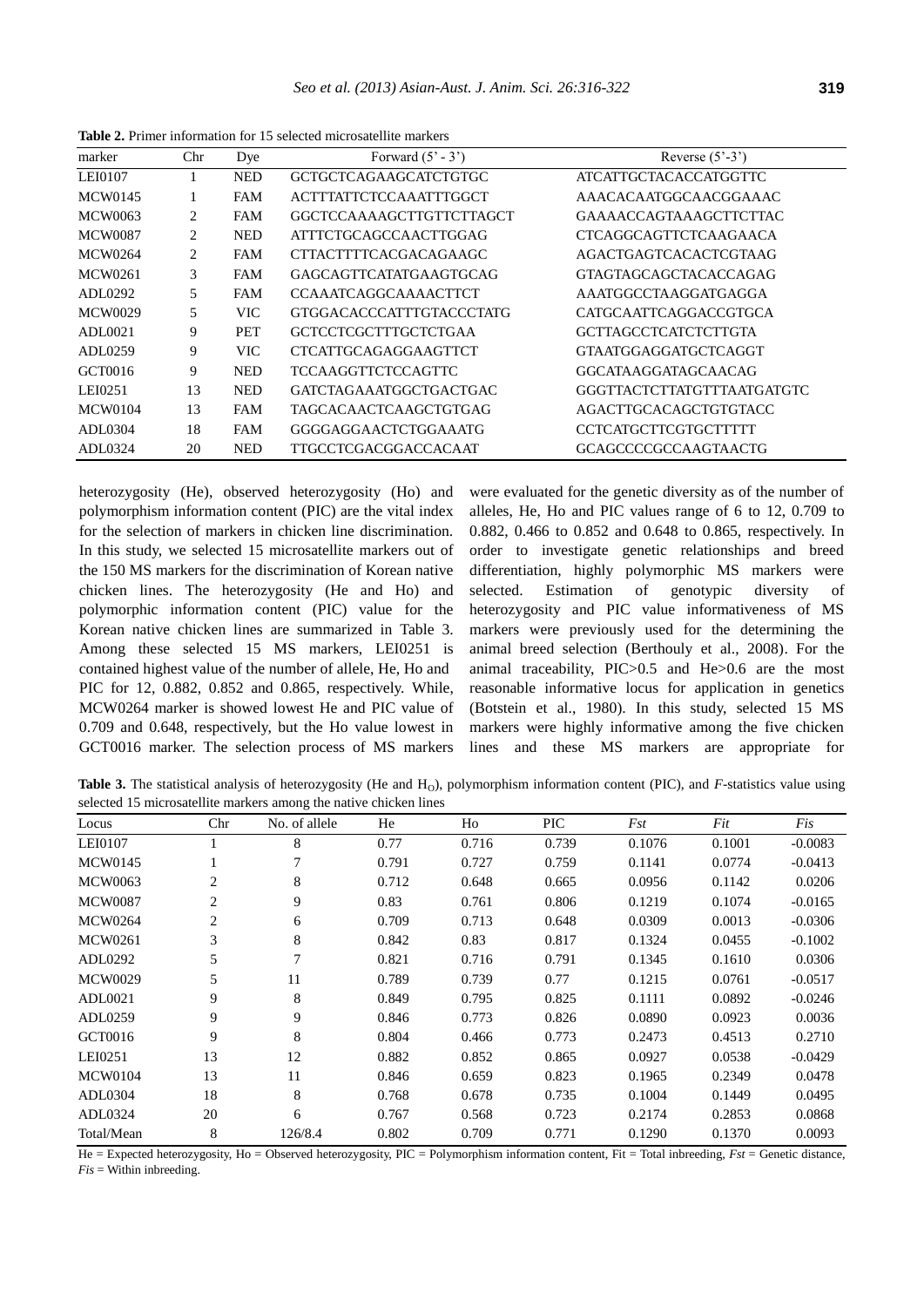**Table 2.** Primer information for 15 selected microsatellite markers

| marker | Chr | Dye | Forward (5' - 3') | Reverse (5'-3') |
|---|---|---|---|---|
| LEI0107 | 1 | NED | GCTGCTCAGAAGCATCTGTGC | ATCATTGCTACACCATGGTTC |
| MCW0145 | 1 | FAM | ACTTTATTCTCCAAATTTGGCT | AAACACAATGGCAACGGAAAC |
| MCW0063 | 2 | FAM | GGCTCCAAAAGCTTGTTCTTAGCT | GAAAACCAGTAAAGCTTCTTAC |
| MCW0087 | 2 | NED | ATTTCTGCAGCCAACTTGGAG | CTCAGGCAGTTCTCAAGAACA |
| MCW0264 | 2 | FAM | CTTACTTTTCACGACAGAAGC | AGACTGAGTCACACTCGTAAG |
| MCW0261 | 3 | FAM | GAGCAGTTCATATGAAGTGCAG | GTAGTAGCAGCTACACCAGAG |
| ADL0292 | 5 | FAM | CCAAATCAGGCAAAACTTCT | AAATGGCCTAAGGATGAGGA |
| MCW0029 | 5 | VIC | GTGGACACCCATTTGTACCCTATG | CATGCAATTCAGGACCGTGCA |
| ADL0021 | 9 | PET | GCTCCTCGCTTTGCTCTGAA | GCTTAGCCTCATCTCTTGTA |
| ADL0259 | 9 | VIC | CTCATTGCAGAGGAAGTTCT | GTAATGGAGGATGCTCAGGT |
| GCT0016 | 9 | NED | TCCAAGGTTCTCCAGTTC | GGCATAAGGATAGCAACAG |
| LEI0251 | 13 | NED | GATCTAGAAATGGCTGACTGAC | GGGTTACTCTTATGTTTAATGATGTC |
| MCW0104 | 13 | FAM | TAGCACAACTCAAGCTGTGAG | AGACTTGCACAGCTGTGTACC |
| ADL0304 | 18 | FAM | GGGGAGGAACTCTGGAAATG | CCTCATGCTTCGTGCTTTTT |
| ADL0324 | 20 | NED | TTGCCTCGACGGACCACAAT | GCAGCCCCGCCAAGTAACTG |

heterozygosity (He), observed heterozygosity (Ho) and polymorphism information content (PIC) are the vital index for the selection of markers in chicken line discrimination. In this study, we selected 15 microsatellite markers out of the 150 MS markers for the discrimination of Korean native chicken lines. The heterozygosity (He and Ho) and polymorphic information content (PIC) value for the Korean native chicken lines are summarized in Table 3. Among these selected 15 MS markers, LEI0251 is contained highest value of the number of allele, He, Ho and PIC for 12, 0.882, 0.852 and 0.865, respectively. While, MCW0264 marker is showed lowest He and PIC value of 0.709 and 0.648, respectively, but the Ho value lowest in GCT0016 marker. The selection process of MS markers were evaluated for the genetic diversity as of the number of alleles, He, Ho and PIC values range of 6 to 12, 0.709 to 0.882, 0.466 to 0.852 and 0.648 to 0.865, respectively. In order to investigate genetic relationships and breed differentiation, highly polymorphic MS markers were selected. Estimation of genotypic diversity of heterozygosity and PIC value informativeness of MS markers were previously used for the determining the animal breed selection (Berthouly et al., 2008). For the animal traceability, PIC>0.5 and He>0.6 are the most reasonable informative locus for application in genetics (Botstein et al., 1980). In this study, selected 15 MS markers were highly informative among the five chicken lines and these MS markers are appropriate for

**Table 3.** The statistical analysis of heterozygosity (He and $H_O$), polymorphism information content (PIC), and *F*-statistics value using selected 15 microsatellite markers among the native chicken lines

| Locus | Chr | No. of allele | He | Ho | PIC | *Fst* | *Fit* | *Fis* |
|---|---|---|---|---|---|---|---|---|
| LEI0107 | 1 | 8 | 0.77 | 0.716 | 0.739 | 0.1076 | 0.1001 | -0.0083 |
| MCW0145 | 1 | 7 | 0.791 | 0.727 | 0.759 | 0.1141 | 0.0774 | -0.0413 |
| MCW0063 | 2 | 8 | 0.712 | 0.648 | 0.665 | 0.0956 | 0.1142 | 0.0206 |
| MCW0087 | 2 | 9 | 0.83 | 0.761 | 0.806 | 0.1219 | 0.1074 | -0.0165 |
| MCW0264 | 2 | 6 | 0.709 | 0.713 | 0.648 | 0.0309 | 0.0013 | -0.0306 |
| MCW0261 | 3 | 8 | 0.842 | 0.83 | 0.817 | 0.1324 | 0.0455 | -0.1002 |
| ADL0292 | 5 | 7 | 0.821 | 0.716 | 0.791 | 0.1345 | 0.1610 | 0.0306 |
| MCW0029 | 5 | 11 | 0.789 | 0.739 | 0.77 | 0.1215 | 0.0761 | -0.0517 |
| ADL0021 | 9 | 8 | 0.849 | 0.795 | 0.825 | 0.1111 | 0.0892 | -0.0246 |
| ADL0259 | 9 | 9 | 0.846 | 0.773 | 0.826 | 0.0890 | 0.0923 | 0.0036 |
| GCT0016 | 9 | 8 | 0.804 | 0.466 | 0.773 | 0.2473 | 0.4513 | 0.2710 |
| LEI0251 | 13 | 12 | 0.882 | 0.852 | 0.865 | 0.0927 | 0.0538 | -0.0429 |
| MCW0104 | 13 | 11 | 0.846 | 0.659 | 0.823 | 0.1965 | 0.2349 | 0.0478 |
| ADL0304 | 18 | 8 | 0.768 | 0.678 | 0.735 | 0.1004 | 0.1449 | 0.0495 |
| ADL0324 | 20 | 6 | 0.767 | 0.568 | 0.723 | 0.2174 | 0.2853 | 0.0868 |
| Total/Mean | 8 | 126/8.4 | 0.802 | 0.709 | 0.771 | 0.1290 | 0.1370 | 0.0093 |

He = Expected heterozygosity, Ho = Observed heterozygosity, PIC = Polymorphism information content, Fit = Total inbreeding, *Fst* = Genetic distance, *Fis* = Within inbreeding.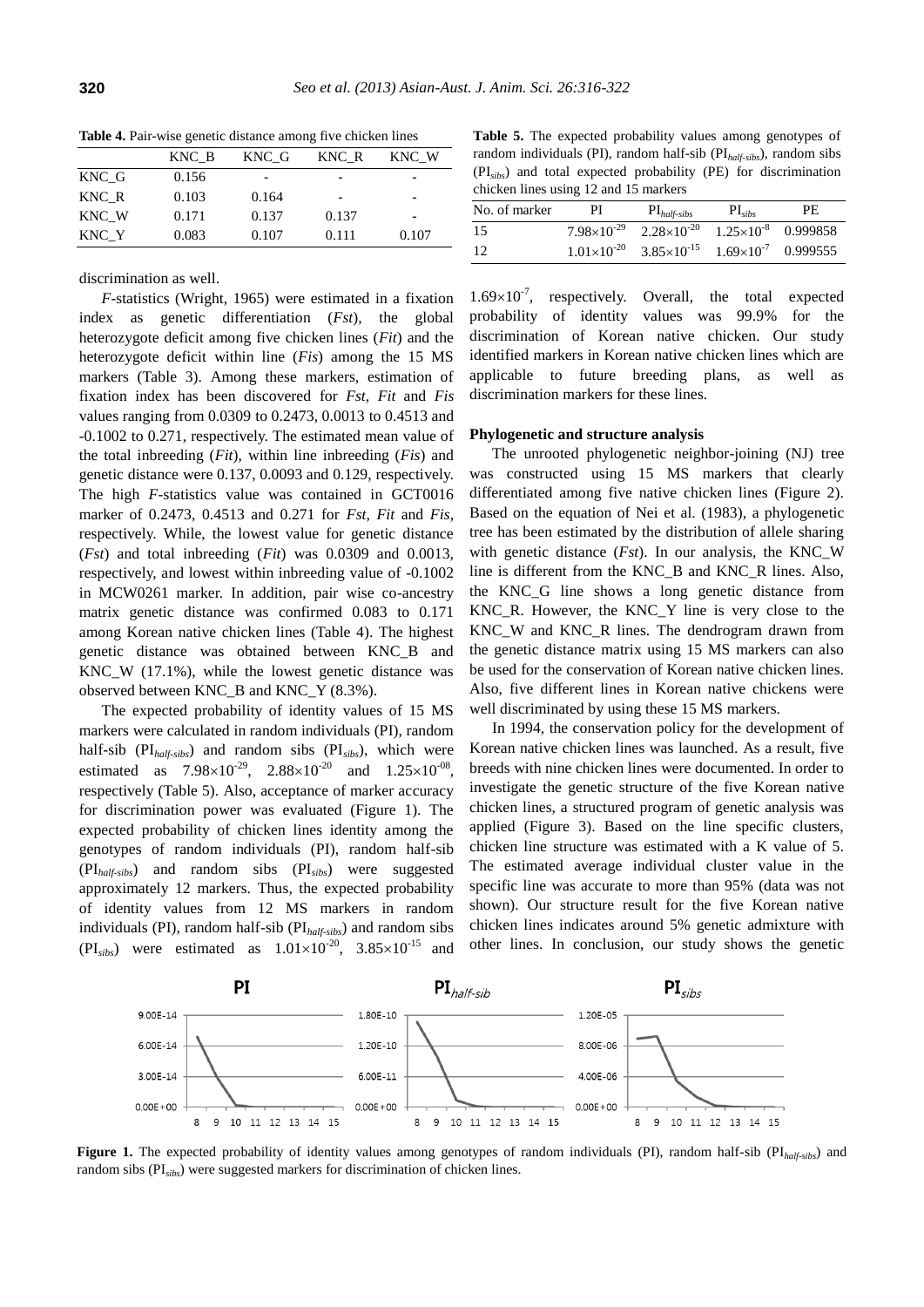**Table 4.** Pair-wise genetic distance among five chicken lines

| | KNC_B | KNC_G | KNC_R | KNC_W |
|---|---|---|---|---|
| KNC_G | 0.156 | - | - | - |
| KNC_R | 0.103 | 0.164 | - | - |
| KNC_W | 0.171 | 0.137 | 0.137 | - |
| KNC_Y | 0.083 | 0.107 | 0.111 | 0.107 |

discrimination as well.

*F*-statistics (Wright, 1965) were estimated in a fixation index as genetic differentiation (*Fst*), the global heterozygote deficit among five chicken lines (*Fit*) and the heterozygote deficit within line (*Fis*) among the 15 MS markers (Table 3). Among these markers, estimation of fixation index has been discovered for *Fst*, *Fit* and *Fis* values ranging from 0.0309 to 0.2473, 0.0013 to 0.4513 and -0.1002 to 0.271, respectively. The estimated mean value of the total inbreeding (*Fit*), within line inbreeding (*Fis*) and genetic distance were 0.137, 0.0093 and 0.129, respectively. The high *F*-statistics value was contained in GCT0016 marker of 0.2473, 0.4513 and 0.271 for *Fst*, *Fit* and *Fis*, respectively. While, the lowest value for genetic distance (*Fst*) and total inbreeding (*Fit*) was 0.0309 and 0.0013, respectively, and lowest within inbreeding value of -0.1002 in MCW0261 marker. In addition, pair wise co-ancestry matrix genetic distance was confirmed 0.083 to 0.171 among Korean native chicken lines (Table 4). The highest genetic distance was obtained between KNC_B and KNC_W (17.1%), while the lowest genetic distance was observed between KNC_B and KNC_Y (8.3%).

The expected probability of identity values of 15 MS markers were calculated in random individuals (PI), random half-sib ($PI_{half\text{-}sibs}$) and random sibs ($PI_{sibs}$), which were estimated as $7.98\times10^{-29}$, $2.88\times10^{-20}$ and $1.25\times10^{-08}$, respectively (Table 5). Also, acceptance of marker accuracy for discrimination power was evaluated (Figure 1). The expected probability of chicken lines identity among the genotypes of random individuals (PI), random half-sib ($PI_{half\text{-}sibs}$) and random sibs ($PI_{sibs}$) were suggested approximately 12 markers. Thus, the expected probability of identity values from 12 MS markers in random individuals (PI), random half-sib ($PI_{half\text{-}sibs}$) and random sibs ($PI_{sibs}$) were estimated as $1.01\times10^{-20}$, $3.85\times10^{-15}$ and $1.69\times10^{-7}$, respectively. Overall, the total expected probability of identity values was 99.9% for the discrimination of Korean native chicken. Our study identified markers in Korean native chicken lines which are applicable to future breeding plans, as well as discrimination markers for these lines.

**Table 5.** The expected probability values among genotypes of random individuals (PI), random half-sib ($PI_{half\text{-}sibs}$), random sibs ($PI_{sibs}$) and total expected probability (PE) for discrimination chicken lines using 12 and 15 markers

| No. of marker | PI | $PI_{half\text{-}sibs}$ | $PI_{sibs}$ | PE |
|---|---|---|---|---|
| 15 | $7.98\times10^{-29}$ | $2.28\times10^{-20}$ | $1.25\times10^{-8}$ | 0.999858 |
| 12 | $1.01\times10^{-20}$ | $3.85\times10^{-15}$ | $1.69\times10^{-7}$ | 0.999555 |

### Phylogenetic and structure analysis

The unrooted phylogenetic neighbor-joining (NJ) tree was constructed using 15 MS markers that clearly differentiated among five native chicken lines (Figure 2). Based on the equation of Nei et al. (1983), a phylogenetic tree has been estimated by the distribution of allele sharing with genetic distance (*Fst*). In our analysis, the KNC_W line is different from the KNC_B and KNC_R lines. Also, the KNC_G line shows a long genetic distance from KNC_R. However, the KNC_Y line is very close to the KNC_W and KNC_R lines. The dendrogram drawn from the genetic distance matrix using 15 MS markers can also be used for the conservation of Korean native chicken lines. Also, five different lines in Korean native chickens were well discriminated by using these 15 MS markers.

In 1994, the conservation policy for the development of Korean native chicken lines was launched. As a result, five breeds with nine chicken lines were documented. In order to investigate the genetic structure of the five Korean native chicken lines, a structured program of genetic analysis was applied (Figure 3). Based on the line specific clusters, chicken line structure was estimated with a K value of 5. The estimated average individual cluster value in the specific line was accurate to more than 95% (data was not shown). Our structure result for the five Korean native chicken lines indicates around 5% genetic admixture with other lines. In conclusion, our study shows the genetic

PI
9.00E-14
6.00E-14
3.00E-14
0.00E+00
8 9 10 11 12 13 14 15

$PI_{half\text{-}sib}$
1.80E-10
1.20E-10
6.00E-11
0.00E+00
8 9 10 11 12 13 14 15

$PI_{sibs}$
1.20E-05
8.00E-06
4.00E-06
0.00E+00
8 9 10 11 12 13 14 15

**Figure 1.** The expected probability of identity values among genotypes of random individuals (PI), random half-sib ($PI_{half\text{-}sibs}$) and random sibs ($PI_{sibs}$) were suggested markers for discrimination of chicken lines.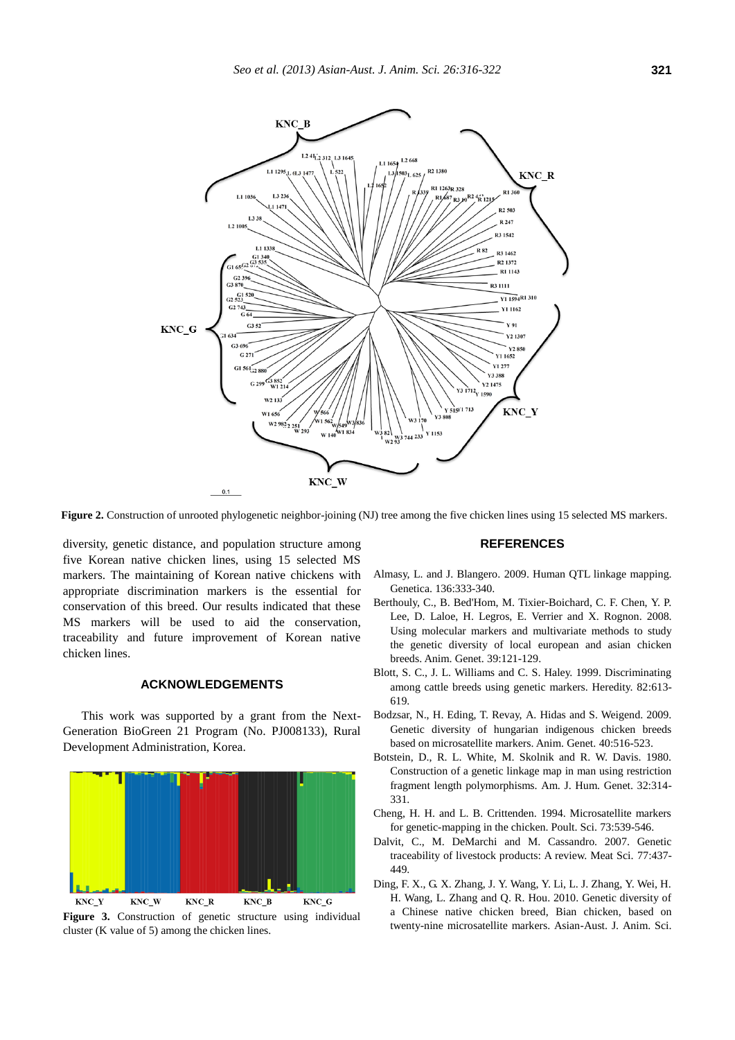KNC_B

KNC_R

KNC_G

KNC_Y

KNC_W

0.1

**Figure 2.** Construction of unrooted phylogenetic neighbor-joining (NJ) tree among the five chicken lines using 15 selected MS markers.

diversity, genetic distance, and population structure among five Korean native chicken lines, using 15 selected MS markers. The maintaining of Korean native chickens with appropriate discrimination markers is the essential for conservation of this breed. Our results indicated that these MS markers will be used to aid the conservation, traceability and future improvement of Korean native chicken lines.

## ACKNOWLEDGEMENTS

This work was supported by a grant from the Next-Generation BioGreen 21 Program (No. PJ008133), Rural Development Administration, Korea.

KNC_Y KNC_W KNC_R KNC_B KNC_G

**Figure 3.** Construction of genetic structure using individual cluster (K value of 5) among the chicken lines.

## REFERENCES

Almasy, L. and J. Blangero. 2009. Human QTL linkage mapping. Genetica. 136:333-340.

Berthouly, C., B. Bed'Hom, M. Tixier-Boichard, C. F. Chen, Y. P. Lee, D. Laloe, H. Legros, E. Verrier and X. Rognon. 2008. Using molecular markers and multivariate methods to study the genetic diversity of local european and asian chicken breeds. Anim. Genet. 39:121-129.

Blott, S. C., J. L. Williams and C. S. Haley. 1999. Discriminating among cattle breeds using genetic markers. Heredity. 82:613-619.

Bodzsar, N., H. Eding, T. Revay, A. Hidas and S. Weigend. 2009. Genetic diversity of hungarian indigenous chicken breeds based on microsatellite markers. Anim. Genet. 40:516-523.

Botstein, D., R. L. White, M. Skolnik and R. W. Davis. 1980. Construction of a genetic linkage map in man using restriction fragment length polymorphisms. Am. J. Hum. Genet. 32:314-331.

Cheng, H. H. and L. B. Crittenden. 1994. Microsatellite markers for genetic-mapping in the chicken. Poult. Sci. 73:539-546.

Dalvit, C., M. DeMarchi and M. Cassandro. 2007. Genetic traceability of livestock products: A review. Meat Sci. 77:437-449.

Ding, F. X., G. X. Zhang, J. Y. Wang, Y. Li, L. J. Zhang, Y. Wei, H. H. Wang, L. Zhang and Q. R. Hou. 2010. Genetic diversity of a Chinese native chicken breed, Bian chicken, based on twenty-nine microsatellite markers. Asian-Aust. J. Anim. Sci.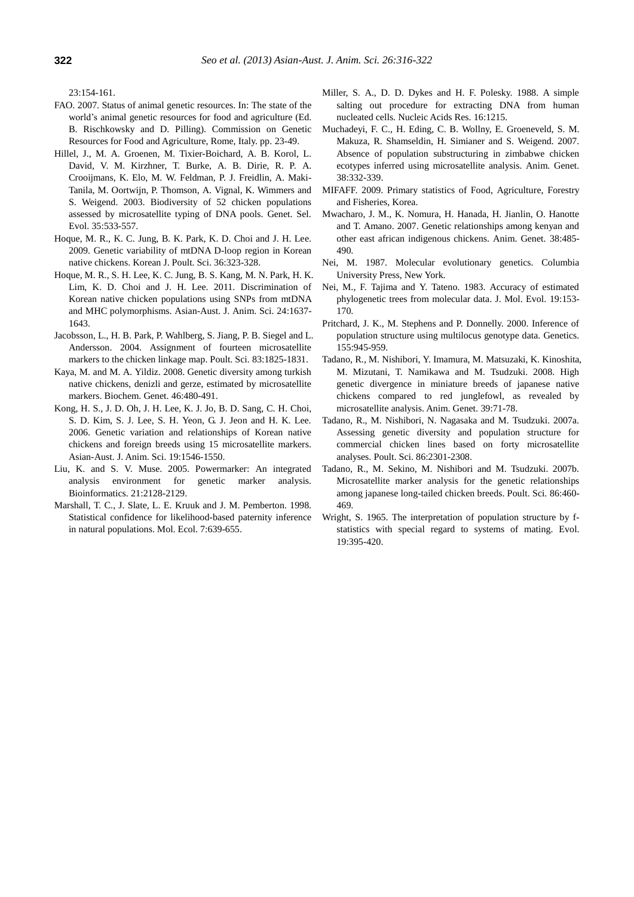23:154-161.

FAO. 2007. Status of animal genetic resources. In: The state of the world's animal genetic resources for food and agriculture (Ed. B. Rischkowsky and D. Pilling). Commission on Genetic Resources for Food and Agriculture, Rome, Italy. pp. 23-49.

Hillel, J., M. A. Groenen, M. Tixier-Boichard, A. B. Korol, L. David, V. M. Kirzhner, T. Burke, A. B. Dirie, R. P. A. Crooijmans, K. Elo, M. W. Feldman, P. J. Freidlin, A. Maki-Tanila, M. Oortwijn, P. Thomson, A. Vignal, K. Wimmers and S. Weigend. 2003. Biodiversity of 52 chicken populations assessed by microsatellite typing of DNA pools. Genet. Sel. Evol. 35:533-557.

Hoque, M. R., K. C. Jung, B. K. Park, K. D. Choi and J. H. Lee. 2009. Genetic variability of mtDNA D-loop region in Korean native chickens. Korean J. Poult. Sci. 36:323-328.

Hoque, M. R., S. H. Lee, K. C. Jung, B. S. Kang, M. N. Park, H. K. Lim, K. D. Choi and J. H. Lee. 2011. Discrimination of Korean native chicken populations using SNPs from mtDNA and MHC polymorphisms. Asian-Aust. J. Anim. Sci. 24:1637-1643.

Jacobsson, L., H. B. Park, P. Wahlberg, S. Jiang, P. B. Siegel and L. Andersson. 2004. Assignment of fourteen microsatellite markers to the chicken linkage map. Poult. Sci. 83:1825-1831.

Kaya, M. and M. A. Yildiz. 2008. Genetic diversity among turkish native chickens, denizli and gerze, estimated by microsatellite markers. Biochem. Genet. 46:480-491.

Kong, H. S., J. D. Oh, J. H. Lee, K. J. Jo, B. D. Sang, C. H. Choi, S. D. Kim, S. J. Lee, S. H. Yeon, G. J. Jeon and H. K. Lee. 2006. Genetic variation and relationships of Korean native chickens and foreign breeds using 15 microsatellite markers. Asian-Aust. J. Anim. Sci. 19:1546-1550.

Liu, K. and S. V. Muse. 2005. Powermarker: An integrated analysis environment for genetic marker analysis. Bioinformatics. 21:2128-2129.

Marshall, T. C., J. Slate, L. E. Kruuk and J. M. Pemberton. 1998. Statistical confidence for likelihood-based paternity inference in natural populations. Mol. Ecol. 7:639-655.

Miller, S. A., D. D. Dykes and H. F. Polesky. 1988. A simple salting out procedure for extracting DNA from human nucleated cells. Nucleic Acids Res. 16:1215.

Muchadeyi, F. C., H. Eding, C. B. Wollny, E. Groeneveld, S. M. Makuza, R. Shamseldin, H. Simianer and S. Weigend. 2007. Absence of population substructuring in zimbabwe chicken ecotypes inferred using microsatellite analysis. Anim. Genet. 38:332-339.

MIFAFF. 2009. Primary statistics of Food, Agriculture, Forestry and Fisheries, Korea.

Mwacharo, J. M., K. Nomura, H. Hanada, H. Jianlin, O. Hanotte and T. Amano. 2007. Genetic relationships among kenyan and other east african indigenous chickens. Anim. Genet. 38:485-490.

Nei, M. 1987. Molecular evolutionary genetics. Columbia University Press, New York.

Nei, M., F. Tajima and Y. Tateno. 1983. Accuracy of estimated phylogenetic trees from molecular data. J. Mol. Evol. 19:153-170.

Pritchard, J. K., M. Stephens and P. Donnelly. 2000. Inference of population structure using multilocus genotype data. Genetics. 155:945-959.

Tadano, R., M. Nishibori, Y. Imamura, M. Matsuzaki, K. Kinoshita, M. Mizutani, T. Namikawa and M. Tsudzuki. 2008. High genetic divergence in miniature breeds of japanese native chickens compared to red junglefowl, as revealed by microsatellite analysis. Anim. Genet. 39:71-78.

Tadano, R., M. Nishibori, N. Nagasaka and M. Tsudzuki. 2007a. Assessing genetic diversity and population structure for commercial chicken lines based on forty microsatellite analyses. Poult. Sci. 86:2301-2308.

Tadano, R., M. Sekino, M. Nishibori and M. Tsudzuki. 2007b. Microsatellite marker analysis for the genetic relationships among japanese long-tailed chicken breeds. Poult. Sci. 86:460-469.

Wright, S. 1965. The interpretation of population structure by f-statistics with special regard to systems of mating. Evol. 19:395-420.